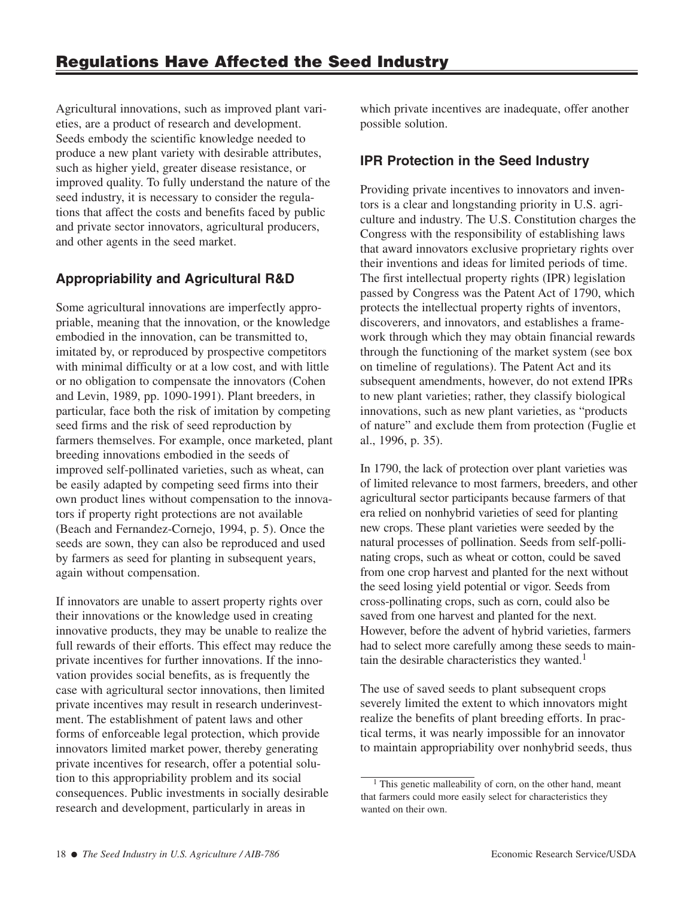# Regulations Have Affected the Seed Industry

Agricultural innovations, such as improved plant varieties, are a product of research and development. Seeds embody the scientific knowledge needed to produce a new plant variety with desirable attributes, such as higher yield, greater disease resistance, or improved quality. To fully understand the nature of the seed industry, it is necessary to consider the regulations that affect the costs and benefits faced by public and private sector innovators, agricultural producers, and other agents in the seed market.

## Appropriability and Agricultural R&D

Some agricultural innovations are imperfectly appropriable, meaning that the innovation, or the knowledge embodied in the innovation, can be transmitted to, imitated by, or reproduced by prospective competitors with minimal difficulty or at a low cost, and with little or no obligation to compensate the innovators (Cohen and Levin, 1989, pp. 1090-1991). Plant breeders, in particular, face both the risk of imitation by competing seed firms and the risk of seed reproduction by farmers themselves. For example, once marketed, plant breeding innovations embodied in the seeds of improved self-pollinated varieties, such as wheat, can be easily adapted by competing seed firms into their own product lines without compensation to the innovators if property right protections are not available (Beach and Fernandez-Cornejo, 1994, p. 5). Once the seeds are sown, they can also be reproduced and used by farmers as seed for planting in subsequent years, again without compensation.

If innovators are unable to assert property rights over their innovations or the knowledge used in creating innovative products, they may be unable to realize the full rewards of their efforts. This effect may reduce the private incentives for further innovations. If the innovation provides social benefits, as is frequently the case with agricultural sector innovations, then limited private incentives may result in research underinvestment. The establishment of patent laws and other forms of enforceable legal protection, which provide innovators limited market power, thereby generating private incentives for research, offer a potential solution to this appropriability problem and its social consequences. Public investments in socially desirable research and development, particularly in areas in which private incentives are inadequate, offer another possible solution.

## IPR Protection in the Seed Industry

Providing private incentives to innovators and inventors is a clear and longstanding priority in U.S. agriculture and industry. The U.S. Constitution charges the Congress with the responsibility of establishing laws that award innovators exclusive proprietary rights over their inventions and ideas for limited periods of time. The first intellectual property rights (IPR) legislation passed by Congress was the Patent Act of 1790, which protects the intellectual property rights of inventors, discoverers, and innovators, and establishes a framework through which they may obtain financial rewards through the functioning of the market system (see box on timeline of regulations). The Patent Act and its subsequent amendments, however, do not extend IPRs to new plant varieties; rather, they classify biological innovations, such as new plant varieties, as "products of nature" and exclude them from protection (Fuglie et al., 1996, p. 35).

In 1790, the lack of protection over plant varieties was of limited relevance to most farmers, breeders, and other agricultural sector participants because farmers of that era relied on nonhybrid varieties of seed for planting new crops. These plant varieties were seeded by the natural processes of pollination. Seeds from self-pollinating crops, such as wheat or cotton, could be saved from one crop harvest and planted for the next without the seed losing yield potential or vigor. Seeds from cross-pollinating crops, such as corn, could also be saved from one harvest and planted for the next. However, before the advent of hybrid varieties, farmers had to select more carefully among these seeds to maintain the desirable characteristics they wanted.[1]

The use of saved seeds to plant subsequent crops severely limited the extent to which innovators might realize the benefits of plant breeding efforts. In practical terms, it was nearly impossible for an innovator to maintain appropriability over nonhybrid seeds, thus

[1] This genetic malleability of corn, on the other hand, meant that farmers could more easily select for characteristics they wanted on their own.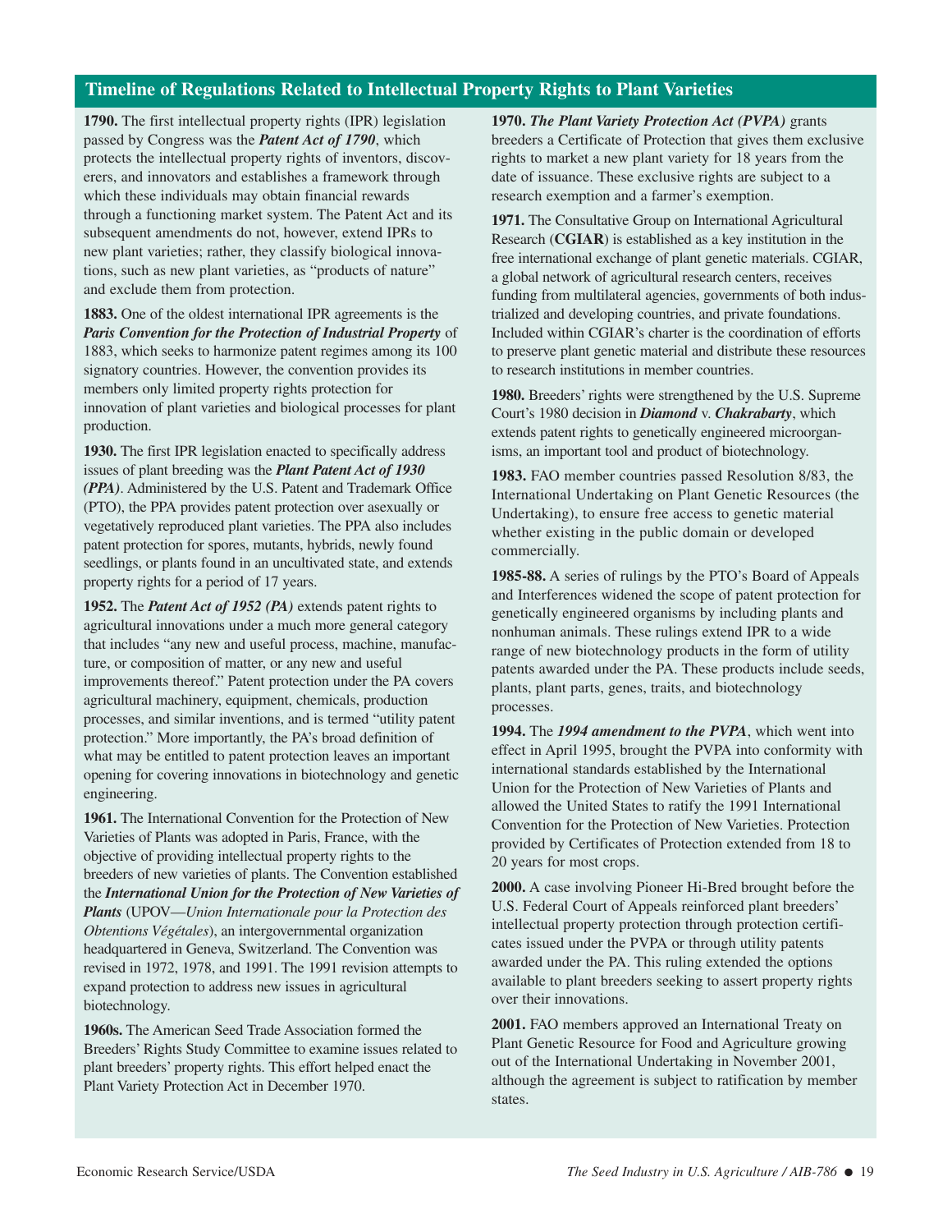## Timeline of Regulations Related to Intellectual Property Rights to Plant Varieties

**1790.** The first intellectual property rights (IPR) legislation passed by Congress was the ***Patent Act of 1790***, which protects the intellectual property rights of inventors, discoverers, and innovators and establishes a framework through which these individuals may obtain financial rewards through a functioning market system. The Patent Act and its subsequent amendments do not, however, extend IPRs to new plant varieties; rather, they classify biological innovations, such as new plant varieties, as "products of nature" and exclude them from protection.

**1883.** One of the oldest international IPR agreements is the ***Paris Convention for the Protection of Industrial Property*** of 1883, which seeks to harmonize patent regimes among its 100 signatory countries. However, the convention provides its members only limited property rights protection for innovation of plant varieties and biological processes for plant production.

**1930.** The first IPR legislation enacted to specifically address issues of plant breeding was the ***Plant Patent Act of 1930 (PPA)***. Administered by the U.S. Patent and Trademark Office (PTO), the PPA provides patent protection over asexually or vegetatively reproduced plant varieties. The PPA also includes patent protection for spores, mutants, hybrids, newly found seedlings, or plants found in an uncultivated state, and extends property rights for a period of 17 years.

**1952.** The ***Patent Act of 1952 (PA)*** extends patent rights to agricultural innovations under a much more general category that includes "any new and useful process, machine, manufacture, or composition of matter, or any new and useful improvements thereof." Patent protection under the PA covers agricultural machinery, equipment, chemicals, production processes, and similar inventions, and is termed "utility patent protection." More importantly, the PA's broad definition of what may be entitled to patent protection leaves an important opening for covering innovations in biotechnology and genetic engineering.

**1961.** The International Convention for the Protection of New Varieties of Plants was adopted in Paris, France, with the objective of providing intellectual property rights to the breeders of new varieties of plants. The Convention established the ***International Union for the Protection of New Varieties of Plants*** (UPOV—*Union Internationale pour la Protection des Obtentions Végétales*), an intergovernmental organization headquartered in Geneva, Switzerland. The Convention was revised in 1972, 1978, and 1991. The 1991 revision attempts to expand protection to address new issues in agricultural biotechnology.

**1960s.** The American Seed Trade Association formed the Breeders' Rights Study Committee to examine issues related to plant breeders' property rights. This effort helped enact the Plant Variety Protection Act in December 1970.

**1970.** ***The Plant Variety Protection Act (PVPA)*** grants breeders a Certificate of Protection that gives them exclusive rights to market a new plant variety for 18 years from the date of issuance. These exclusive rights are subject to a research exemption and a farmer's exemption.

**1971.** The Consultative Group on International Agricultural Research (**CGIAR**) is established as a key institution in the free international exchange of plant genetic materials. CGIAR, a global network of agricultural research centers, receives funding from multilateral agencies, governments of both industrialized and developing countries, and private foundations. Included within CGIAR's charter is the coordination of efforts to preserve plant genetic material and distribute these resources to research institutions in member countries.

**1980.** Breeders' rights were strengthened by the U.S. Supreme Court's 1980 decision in ***Diamond*** v. ***Chakrabarty***, which extends patent rights to genetically engineered microorganisms, an important tool and product of biotechnology.

**1983.** FAO member countries passed Resolution 8/83, the International Undertaking on Plant Genetic Resources (the Undertaking), to ensure free access to genetic material whether existing in the public domain or developed commercially.

**1985-88.** A series of rulings by the PTO's Board of Appeals and Interferences widened the scope of patent protection for genetically engineered organisms by including plants and nonhuman animals. These rulings extend IPR to a wide range of new biotechnology products in the form of utility patents awarded under the PA. These products include seeds, plants, plant parts, genes, traits, and biotechnology processes.

**1994.** The ***1994 amendment to the PVPA***, which went into effect in April 1995, brought the PVPA into conformity with international standards established by the International Union for the Protection of New Varieties of Plants and allowed the United States to ratify the 1991 International Convention for the Protection of New Varieties. Protection provided by Certificates of Protection extended from 18 to 20 years for most crops.

**2000.** A case involving Pioneer Hi-Bred brought before the U.S. Federal Court of Appeals reinforced plant breeders' intellectual property protection through protection certificates issued under the PVPA or through utility patents awarded under the PA. This ruling extended the options available to plant breeders seeking to assert property rights over their innovations.

**2001.** FAO members approved an International Treaty on Plant Genetic Resource for Food and Agriculture growing out of the International Undertaking in November 2001, although the agreement is subject to ratification by member states.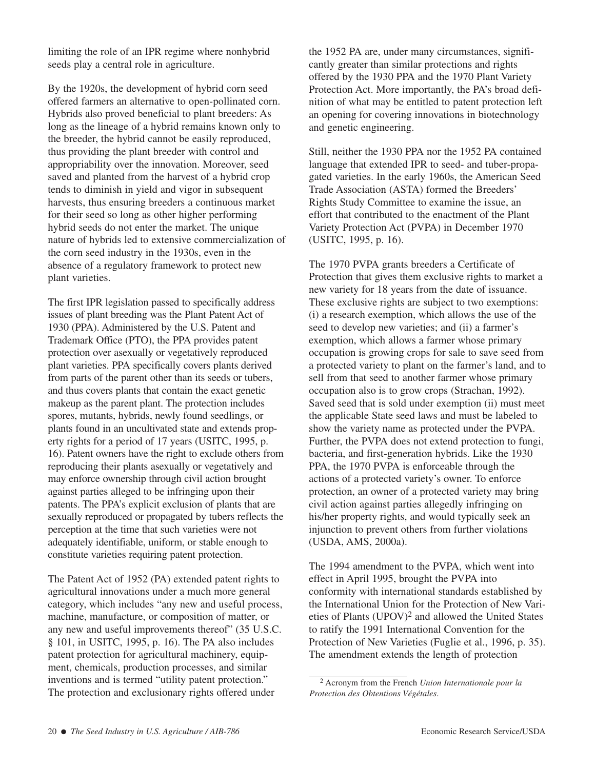limiting the role of an IPR regime where nonhybrid seeds play a central role in agriculture.

By the 1920s, the development of hybrid corn seed offered farmers an alternative to open-pollinated corn. Hybrids also proved beneficial to plant breeders: As long as the lineage of a hybrid remains known only to the breeder, the hybrid cannot be easily reproduced, thus providing the plant breeder with control and appropriability over the innovation. Moreover, seed saved and planted from the harvest of a hybrid crop tends to diminish in yield and vigor in subsequent harvests, thus ensuring breeders a continuous market for their seed so long as other higher performing hybrid seeds do not enter the market. The unique nature of hybrids led to extensive commercialization of the corn seed industry in the 1930s, even in the absence of a regulatory framework to protect new plant varieties.

The first IPR legislation passed to specifically address issues of plant breeding was the Plant Patent Act of 1930 (PPA). Administered by the U.S. Patent and Trademark Office (PTO), the PPA provides patent protection over asexually or vegetatively reproduced plant varieties. PPA specifically covers plants derived from parts of the parent other than its seeds or tubers, and thus covers plants that contain the exact genetic makeup as the parent plant. The protection includes spores, mutants, hybrids, newly found seedlings, or plants found in an uncultivated state and extends property rights for a period of 17 years (USITC, 1995, p. 16). Patent owners have the right to exclude others from reproducing their plants asexually or vegetatively and may enforce ownership through civil action brought against parties alleged to be infringing upon their patents. The PPA's explicit exclusion of plants that are sexually reproduced or propagated by tubers reflects the perception at the time that such varieties were not adequately identifiable, uniform, or stable enough to constitute varieties requiring patent protection.

The Patent Act of 1952 (PA) extended patent rights to agricultural innovations under a much more general category, which includes "any new and useful process, machine, manufacture, or composition of matter, or any new and useful improvements thereof" (35 U.S.C. § 101, in USITC, 1995, p. 16). The PA also includes patent protection for agricultural machinery, equipment, chemicals, production processes, and similar inventions and is termed "utility patent protection." The protection and exclusionary rights offered under the 1952 PA are, under many circumstances, significantly greater than similar protections and rights offered by the 1930 PPA and the 1970 Plant Variety Protection Act. More importantly, the PA's broad definition of what may be entitled to patent protection left an opening for covering innovations in biotechnology and genetic engineering.

Still, neither the 1930 PPA nor the 1952 PA contained language that extended IPR to seed- and tuber-propagated varieties. In the early 1960s, the American Seed Trade Association (ASTA) formed the Breeders' Rights Study Committee to examine the issue, an effort that contributed to the enactment of the Plant Variety Protection Act (PVPA) in December 1970 (USITC, 1995, p. 16).

The 1970 PVPA grants breeders a Certificate of Protection that gives them exclusive rights to market a new variety for 18 years from the date of issuance. These exclusive rights are subject to two exemptions: (i) a research exemption, which allows the use of the seed to develop new varieties; and (ii) a farmer's exemption, which allows a farmer whose primary occupation is growing crops for sale to save seed from a protected variety to plant on the farmer's land, and to sell from that seed to another farmer whose primary occupation also is to grow crops (Strachan, 1992). Saved seed that is sold under exemption (ii) must meet the applicable State seed laws and must be labeled to show the variety name as protected under the PVPA. Further, the PVPA does not extend protection to fungi, bacteria, and first-generation hybrids. Like the 1930 PPA, the 1970 PVPA is enforceable through the actions of a protected variety's owner. To enforce protection, an owner of a protected variety may bring civil action against parties allegedly infringing on his/her property rights, and would typically seek an injunction to prevent others from further violations (USDA, AMS, 2000a).

The 1994 amendment to the PVPA, which went into effect in April 1995, brought the PVPA into conformity with international standards established by the International Union for the Protection of New Varieties of Plants (UPOV)[2] and allowed the United States to ratify the 1991 International Convention for the Protection of New Varieties (Fuglie et al., 1996, p. 35). The amendment extends the length of protection

[2] Acronym from the French *Union Internationale pour la Protection des Obtentions Végétales*.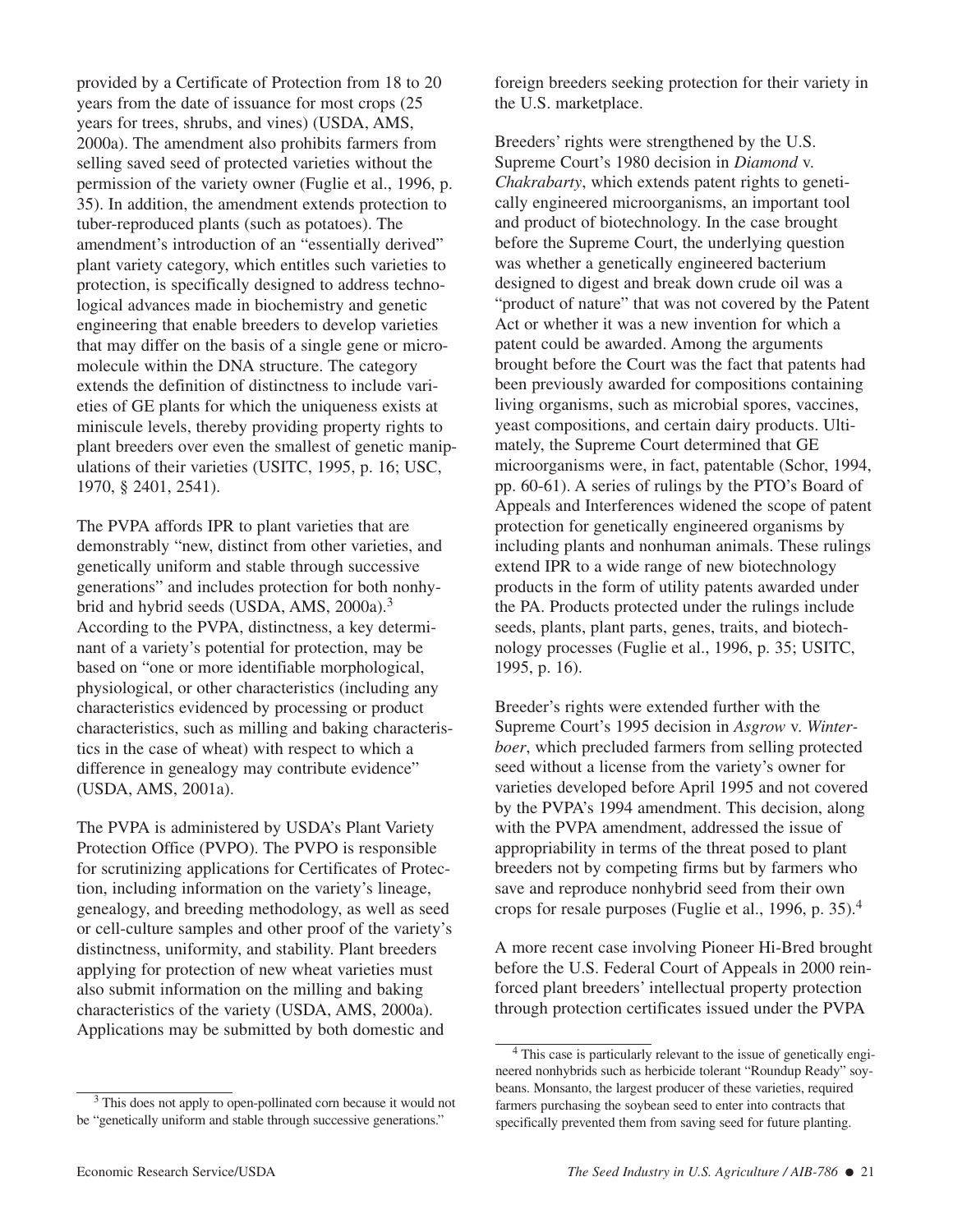provided by a Certificate of Protection from 18 to 20 years from the date of issuance for most crops (25 years for trees, shrubs, and vines) (USDA, AMS, 2000a). The amendment also prohibits farmers from selling saved seed of protected varieties without the permission of the variety owner (Fuglie et al., 1996, p. 35). In addition, the amendment extends protection to tuber-reproduced plants (such as potatoes). The amendment's introduction of an "essentially derived" plant variety category, which entitles such varieties to protection, is specifically designed to address technological advances made in biochemistry and genetic engineering that enable breeders to develop varieties that may differ on the basis of a single gene or micromolecule within the DNA structure. The category extends the definition of distinctness to include varieties of GE plants for which the uniqueness exists at miniscule levels, thereby providing property rights to plant breeders over even the smallest of genetic manipulations of their varieties (USITC, 1995, p. 16; USC, 1970, § 2401, 2541).

The PVPA affords IPR to plant varieties that are demonstrably "new, distinct from other varieties, and genetically uniform and stable through successive generations" and includes protection for both nonhybrid and hybrid seeds (USDA, AMS, 2000a).[3] According to the PVPA, distinctness, a key determinant of a variety's potential for protection, may be based on "one or more identifiable morphological, physiological, or other characteristics (including any characteristics evidenced by processing or product characteristics, such as milling and baking characteristics in the case of wheat) with respect to which a difference in genealogy may contribute evidence" (USDA, AMS, 2001a).

The PVPA is administered by USDA's Plant Variety Protection Office (PVPO). The PVPO is responsible for scrutinizing applications for Certificates of Protection, including information on the variety's lineage, genealogy, and breeding methodology, as well as seed or cell-culture samples and other proof of the variety's distinctness, uniformity, and stability. Plant breeders applying for protection of new wheat varieties must also submit information on the milling and baking characteristics of the variety (USDA, AMS, 2000a). Applications may be submitted by both domestic and foreign breeders seeking protection for their variety in the U.S. marketplace.

Breeders' rights were strengthened by the U.S. Supreme Court's 1980 decision in *Diamond* v. *Chakrabarty*, which extends patent rights to genetically engineered microorganisms, an important tool and product of biotechnology. In the case brought before the Supreme Court, the underlying question was whether a genetically engineered bacterium designed to digest and break down crude oil was a "product of nature" that was not covered by the Patent Act or whether it was a new invention for which a patent could be awarded. Among the arguments brought before the Court was the fact that patents had been previously awarded for compositions containing living organisms, such as microbial spores, vaccines, yeast compositions, and certain dairy products. Ultimately, the Supreme Court determined that GE microorganisms were, in fact, patentable (Schor, 1994, pp. 60-61). A series of rulings by the PTO's Board of Appeals and Interferences widened the scope of patent protection for genetically engineered organisms by including plants and nonhuman animals. These rulings extend IPR to a wide range of new biotechnology products in the form of utility patents awarded under the PA. Products protected under the rulings include seeds, plants, plant parts, genes, traits, and biotechnology processes (Fuglie et al., 1996, p. 35; USITC, 1995, p. 16).

Breeder's rights were extended further with the Supreme Court's 1995 decision in *Asgrow* v. *Winterboer*, which precluded farmers from selling protected seed without a license from the variety's owner for varieties developed before April 1995 and not covered by the PVPA's 1994 amendment. This decision, along with the PVPA amendment, addressed the issue of appropriability in terms of the threat posed to plant breeders not by competing firms but by farmers who save and reproduce nonhybrid seed from their own crops for resale purposes (Fuglie et al., 1996, p. 35).[4]

A more recent case involving Pioneer Hi-Bred brought before the U.S. Federal Court of Appeals in 2000 reinforced plant breeders' intellectual property protection through protection certificates issued under the PVPA

---

[3] This does not apply to open-pollinated corn because it would not be "genetically uniform and stable through successive generations."

[4] This case is particularly relevant to the issue of genetically engineered nonhybrids such as herbicide tolerant "Roundup Ready" soybeans. Monsanto, the largest producer of these varieties, required farmers purchasing the soybean seed to enter into contracts that specifically prevented them from saving seed for future planting.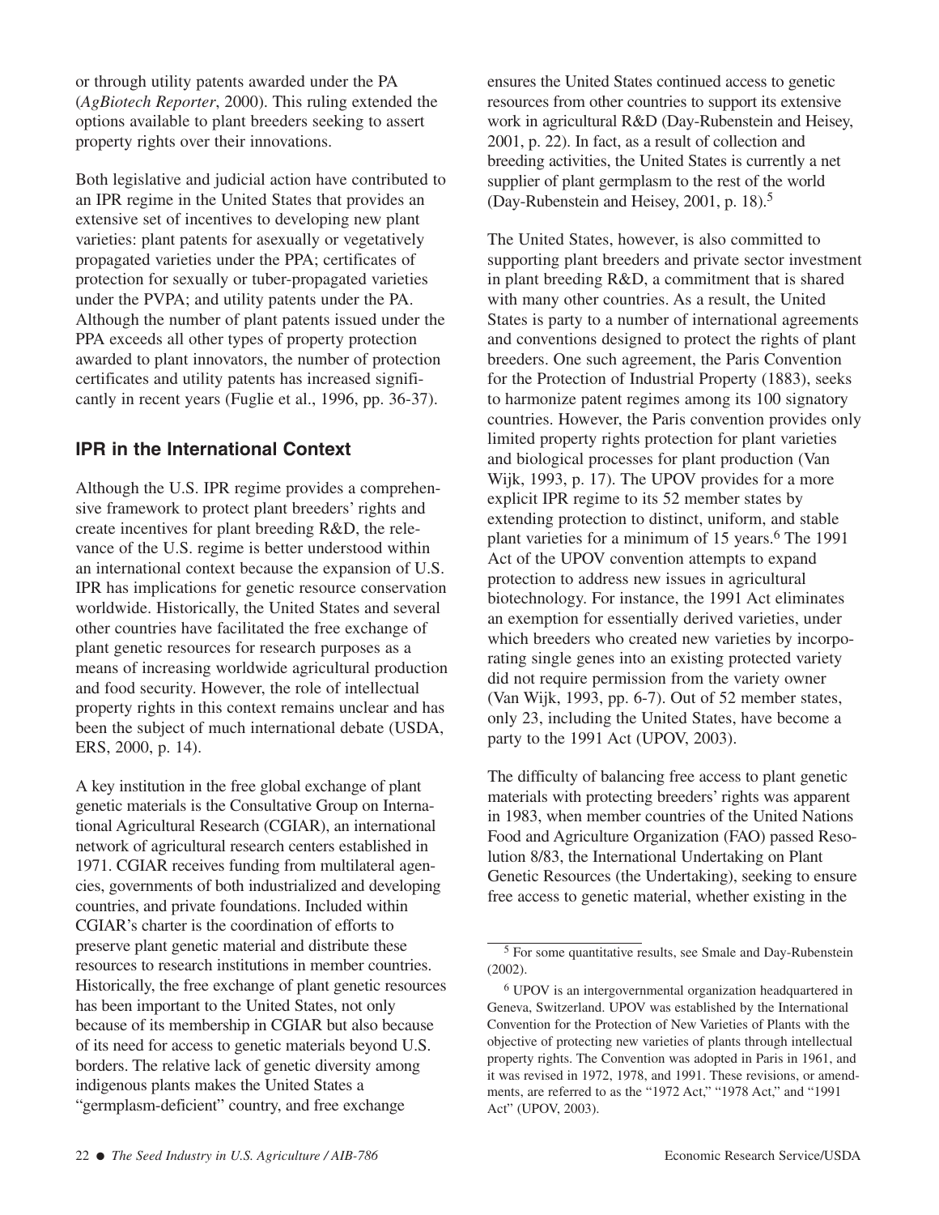or through utility patents awarded under the PA (*AgBiotech Reporter*, 2000). This ruling extended the options available to plant breeders seeking to assert property rights over their innovations.

Both legislative and judicial action have contributed to an IPR regime in the United States that provides an extensive set of incentives to developing new plant varieties: plant patents for asexually or vegetatively propagated varieties under the PPA; certificates of protection for sexually or tuber-propagated varieties under the PVPA; and utility patents under the PA. Although the number of plant patents issued under the PPA exceeds all other types of property protection awarded to plant innovators, the number of protection certificates and utility patents has increased significantly in recent years (Fuglie et al., 1996, pp. 36-37).

## IPR in the International Context

Although the U.S. IPR regime provides a comprehensive framework to protect plant breeders' rights and create incentives for plant breeding R&D, the relevance of the U.S. regime is better understood within an international context because the expansion of U.S. IPR has implications for genetic resource conservation worldwide. Historically, the United States and several other countries have facilitated the free exchange of plant genetic resources for research purposes as a means of increasing worldwide agricultural production and food security. However, the role of intellectual property rights in this context remains unclear and has been the subject of much international debate (USDA, ERS, 2000, p. 14).

A key institution in the free global exchange of plant genetic materials is the Consultative Group on International Agricultural Research (CGIAR), an international network of agricultural research centers established in 1971. CGIAR receives funding from multilateral agencies, governments of both industrialized and developing countries, and private foundations. Included within CGIAR's charter is the coordination of efforts to preserve plant genetic material and distribute these resources to research institutions in member countries. Historically, the free exchange of plant genetic resources has been important to the United States, not only because of its membership in CGIAR but also because of its need for access to genetic materials beyond U.S. borders. The relative lack of genetic diversity among indigenous plants makes the United States a "germplasm-deficient" country, and free exchange ensures the United States continued access to genetic resources from other countries to support its extensive work in agricultural R&D (Day-Rubenstein and Heisey, 2001, p. 22). In fact, as a result of collection and breeding activities, the United States is currently a net supplier of plant germplasm to the rest of the world (Day-Rubenstein and Heisey, 2001, p. 18).[5]

The United States, however, is also committed to supporting plant breeders and private sector investment in plant breeding R&D, a commitment that is shared with many other countries. As a result, the United States is party to a number of international agreements and conventions designed to protect the rights of plant breeders. One such agreement, the Paris Convention for the Protection of Industrial Property (1883), seeks to harmonize patent regimes among its 100 signatory countries. However, the Paris convention provides only limited property rights protection for plant varieties and biological processes for plant production (Van Wijk, 1993, p. 17). The UPOV provides for a more explicit IPR regime to its 52 member states by extending protection to distinct, uniform, and stable plant varieties for a minimum of 15 years.[6] The 1991 Act of the UPOV convention attempts to expand protection to address new issues in agricultural biotechnology. For instance, the 1991 Act eliminates an exemption for essentially derived varieties, under which breeders who created new varieties by incorporating single genes into an existing protected variety did not require permission from the variety owner (Van Wijk, 1993, pp. 6-7). Out of 52 member states, only 23, including the United States, have become a party to the 1991 Act (UPOV, 2003).

The difficulty of balancing free access to plant genetic materials with protecting breeders' rights was apparent in 1983, when member countries of the United Nations Food and Agriculture Organization (FAO) passed Resolution 8/83, the International Undertaking on Plant Genetic Resources (the Undertaking), seeking to ensure free access to genetic material, whether existing in the

---

[5] For some quantitative results, see Smale and Day-Rubenstein (2002).

[6] UPOV is an intergovernmental organization headquartered in Geneva, Switzerland. UPOV was established by the International Convention for the Protection of New Varieties of Plants with the objective of protecting new varieties of plants through intellectual property rights. The Convention was adopted in Paris in 1961, and it was revised in 1972, 1978, and 1991. These revisions, or amendments, are referred to as the "1972 Act," "1978 Act," and "1991 Act" (UPOV, 2003).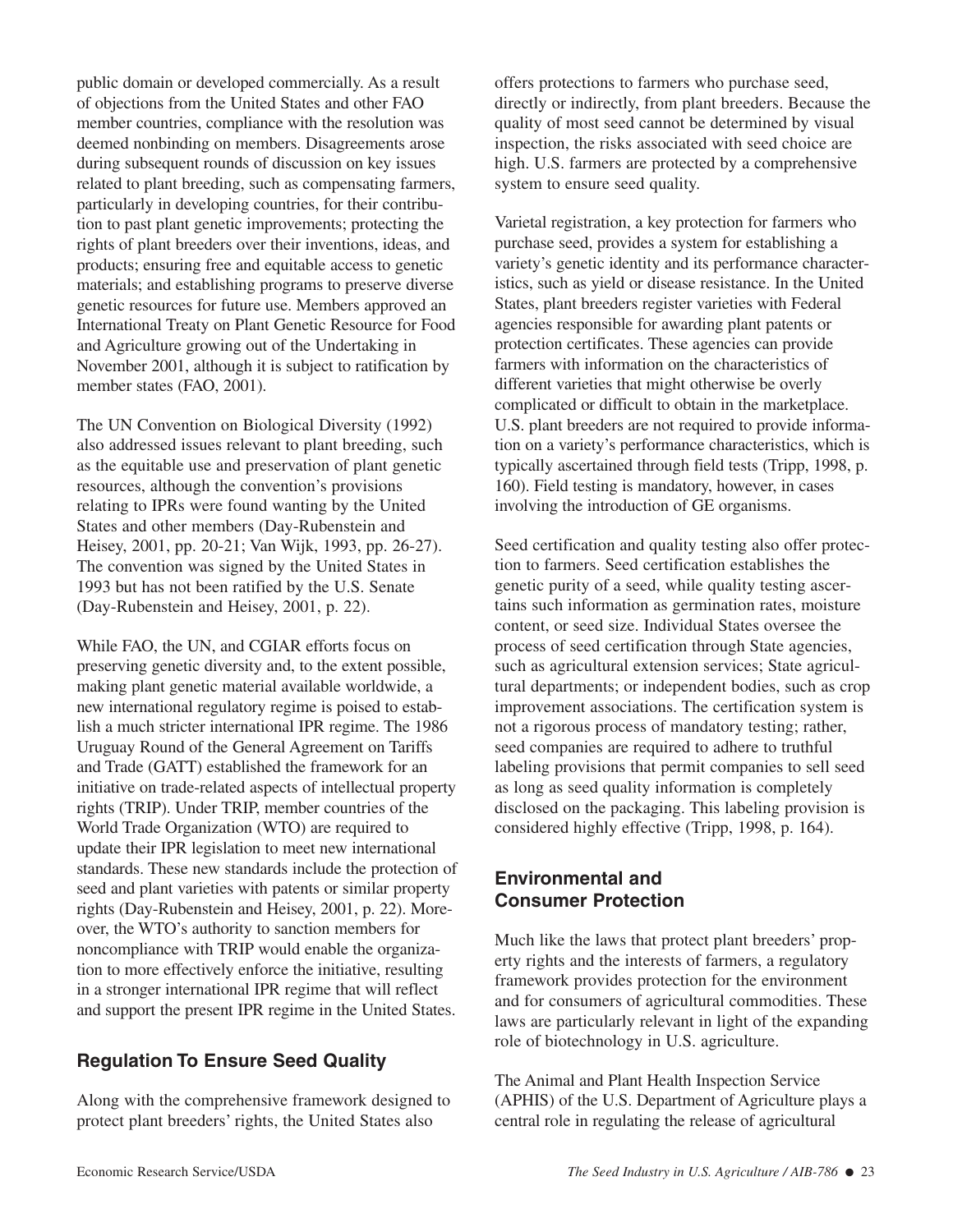public domain or developed commercially. As a result of objections from the United States and other FAO member countries, compliance with the resolution was deemed nonbinding on members. Disagreements arose during subsequent rounds of discussion on key issues related to plant breeding, such as compensating farmers, particularly in developing countries, for their contribution to past plant genetic improvements; protecting the rights of plant breeders over their inventions, ideas, and products; ensuring free and equitable access to genetic materials; and establishing programs to preserve diverse genetic resources for future use. Members approved an International Treaty on Plant Genetic Resource for Food and Agriculture growing out of the Undertaking in November 2001, although it is subject to ratification by member states (FAO, 2001).

The UN Convention on Biological Diversity (1992) also addressed issues relevant to plant breeding, such as the equitable use and preservation of plant genetic resources, although the convention's provisions relating to IPRs were found wanting by the United States and other members (Day-Rubenstein and Heisey, 2001, pp. 20-21; Van Wijk, 1993, pp. 26-27). The convention was signed by the United States in 1993 but has not been ratified by the U.S. Senate (Day-Rubenstein and Heisey, 2001, p. 22).

While FAO, the UN, and CGIAR efforts focus on preserving genetic diversity and, to the extent possible, making plant genetic material available worldwide, a new international regulatory regime is poised to establish a much stricter international IPR regime. The 1986 Uruguay Round of the General Agreement on Tariffs and Trade (GATT) established the framework for an initiative on trade-related aspects of intellectual property rights (TRIP). Under TRIP, member countries of the World Trade Organization (WTO) are required to update their IPR legislation to meet new international standards. These new standards include the protection of seed and plant varieties with patents or similar property rights (Day-Rubenstein and Heisey, 2001, p. 22). Moreover, the WTO's authority to sanction members for noncompliance with TRIP would enable the organization to more effectively enforce the initiative, resulting in a stronger international IPR regime that will reflect and support the present IPR regime in the United States.

## Regulation To Ensure Seed Quality

Along with the comprehensive framework designed to protect plant breeders' rights, the United States also offers protections to farmers who purchase seed, directly or indirectly, from plant breeders. Because the quality of most seed cannot be determined by visual inspection, the risks associated with seed choice are high. U.S. farmers are protected by a comprehensive system to ensure seed quality.

Varietal registration, a key protection for farmers who purchase seed, provides a system for establishing a variety's genetic identity and its performance characteristics, such as yield or disease resistance. In the United States, plant breeders register varieties with Federal agencies responsible for awarding plant patents or protection certificates. These agencies can provide farmers with information on the characteristics of different varieties that might otherwise be overly complicated or difficult to obtain in the marketplace. U.S. plant breeders are not required to provide information on a variety's performance characteristics, which is typically ascertained through field tests (Tripp, 1998, p. 160). Field testing is mandatory, however, in cases involving the introduction of GE organisms.

Seed certification and quality testing also offer protection to farmers. Seed certification establishes the genetic purity of a seed, while quality testing ascertains such information as germination rates, moisture content, or seed size. Individual States oversee the process of seed certification through State agencies, such as agricultural extension services; State agricultural departments; or independent bodies, such as crop improvement associations. The certification system is not a rigorous process of mandatory testing; rather, seed companies are required to adhere to truthful labeling provisions that permit companies to sell seed as long as seed quality information is completely disclosed on the packaging. This labeling provision is considered highly effective (Tripp, 1998, p. 164).

## Environmental and Consumer Protection

Much like the laws that protect plant breeders' property rights and the interests of farmers, a regulatory framework provides protection for the environment and for consumers of agricultural commodities. These laws are particularly relevant in light of the expanding role of biotechnology in U.S. agriculture.

The Animal and Plant Health Inspection Service (APHIS) of the U.S. Department of Agriculture plays a central role in regulating the release of agricultural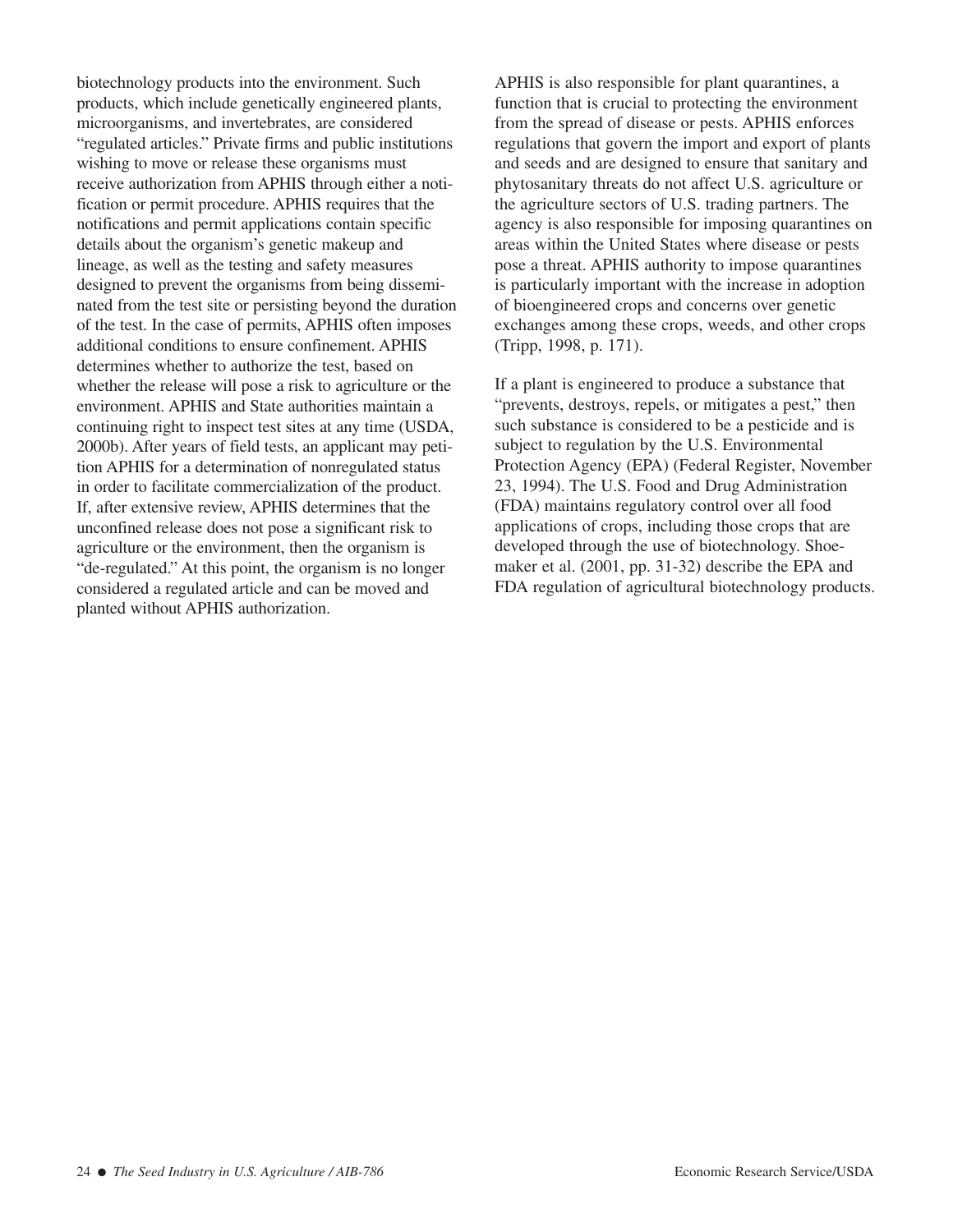biotechnology products into the environment. Such products, which include genetically engineered plants, microorganisms, and invertebrates, are considered "regulated articles." Private firms and public institutions wishing to move or release these organisms must receive authorization from APHIS through either a notification or permit procedure. APHIS requires that the notifications and permit applications contain specific details about the organism's genetic makeup and lineage, as well as the testing and safety measures designed to prevent the organisms from being disseminated from the test site or persisting beyond the duration of the test. In the case of permits, APHIS often imposes additional conditions to ensure confinement. APHIS determines whether to authorize the test, based on whether the release will pose a risk to agriculture or the environment. APHIS and State authorities maintain a continuing right to inspect test sites at any time (USDA, 2000b). After years of field tests, an applicant may petition APHIS for a determination of nonregulated status in order to facilitate commercialization of the product. If, after extensive review, APHIS determines that the unconfined release does not pose a significant risk to agriculture or the environment, then the organism is "de-regulated." At this point, the organism is no longer considered a regulated article and can be moved and planted without APHIS authorization.

APHIS is also responsible for plant quarantines, a function that is crucial to protecting the environment from the spread of disease or pests. APHIS enforces regulations that govern the import and export of plants and seeds and are designed to ensure that sanitary and phytosanitary threats do not affect U.S. agriculture or the agriculture sectors of U.S. trading partners. The agency is also responsible for imposing quarantines on areas within the United States where disease or pests pose a threat. APHIS authority to impose quarantines is particularly important with the increase in adoption of bioengineered crops and concerns over genetic exchanges among these crops, weeds, and other crops (Tripp, 1998, p. 171).

If a plant is engineered to produce a substance that "prevents, destroys, repels, or mitigates a pest," then such substance is considered to be a pesticide and is subject to regulation by the U.S. Environmental Protection Agency (EPA) (Federal Register, November 23, 1994). The U.S. Food and Drug Administration (FDA) maintains regulatory control over all food applications of crops, including those crops that are developed through the use of biotechnology. Shoemaker et al. (2001, pp. 31-32) describe the EPA and FDA regulation of agricultural biotechnology products.